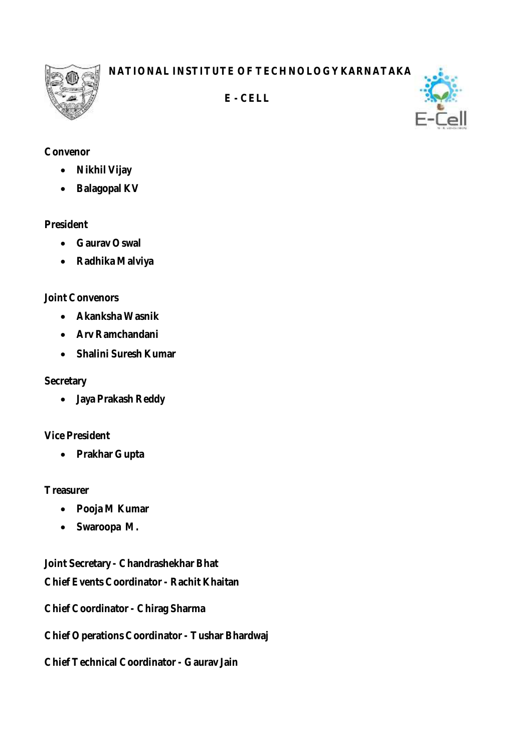# NATIONAL INSTITUTE OF TECHNOLOGY KARNATAKA

## E - CELL

**Convenor**

- **Nikhil Vijay**
- **Balagopal KV**

**President**

- **Gaurav Oswal**
- **Radhika Malviya**

**Joint Convenors**

- **Akanksha Wasnik**
- **Arv Ramchandani**
- **Shalini Suresh Kumar**

**Secretary**

- **Jaya Prakash Reddy**

**Vice President**

- **Prakhar Gupta**

**Treasurer**

- **Pooja M Kumar**
- **Swaroopa M.**

**Joint Secretary - Chandrashekhar Bhat**

**Chief Events Coordinator - Rachit Khaitan**

**Chief Coordinator - Chirag Sharma**

**Chief Operations Coordinator - Tushar Bhardwaj**

**Chief Technical Coordinator - Gaurav Jain**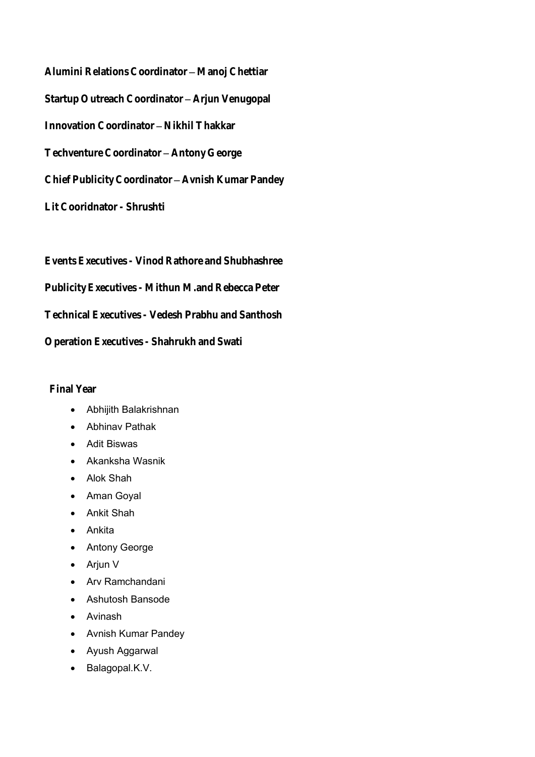**Alumini Relations Coordinator – Manoj Chettiar**

**Startup Outreach Coordinator – Arjun Venugopal**

**Innovation Coordinator – Nikhil Thakkar**

**Techventure Coordinator – Antony George**

**Chief Publicity Coordinator – Avnish Kumar Pandey**

**Lit Cooridnator - Shrushti**

**Events Executives - Vinod Rathore and Shubhashree**

**Publicity Executives - Mithun M. and Rebecca Peter**

**Technical Executives - Vedesh Prabhu and Santhosh**

**Operation Executives - Shahrukh and Swati**

**Final Year**

- Abhijith Balakrishnan
- Abhinav Pathak
- Adit Biswas
- Akanksha Wasnik
- Alok Shah
- Aman Goyal
- Ankit Shah
- Ankita
- Antony George
- Arjun V
- Arv Ramchandani
- Ashutosh Bansode
- Avinash
- Avnish Kumar Pandey
- Ayush Aggarwal
- Balagopal.K.V.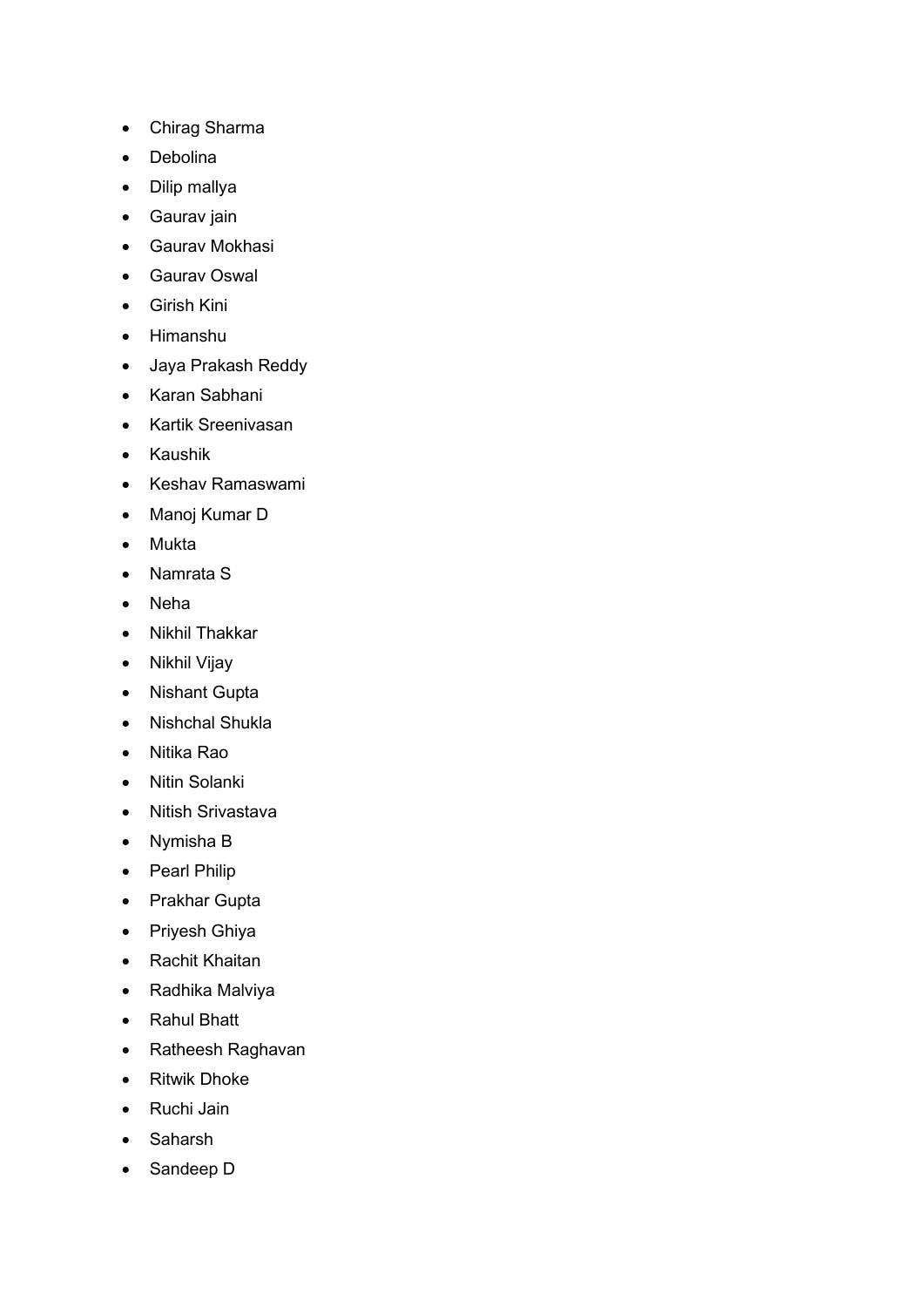- Chirag Sharma
- Debolina
- Dilip mallya
- Gaurav jain
- Gaurav Mokhasi
- Gaurav Oswal
- Girish Kini
- Himanshu
- Jaya Prakash Reddy
- Karan Sabhani
- Kartik Sreenivasan
- Kaushik
- Keshav Ramaswami
- Manoj Kumar D
- Mukta
- Namrata S
- Neha
- Nikhil Thakkar
- Nikhil Vijay
- Nishant Gupta
- Nishchal Shukla
- Nitika Rao
- Nitin Solanki
- Nitish Srivastava
- Nymisha B
- Pearl Philip
- Prakhar Gupta
- Priyesh Ghiya
- Rachit Khaitan
- Radhika Malviya
- Rahul Bhatt
- Ratheesh Raghavan
- Ritwik Dhoke
- Ruchi Jain
- Saharsh
- Sandeep D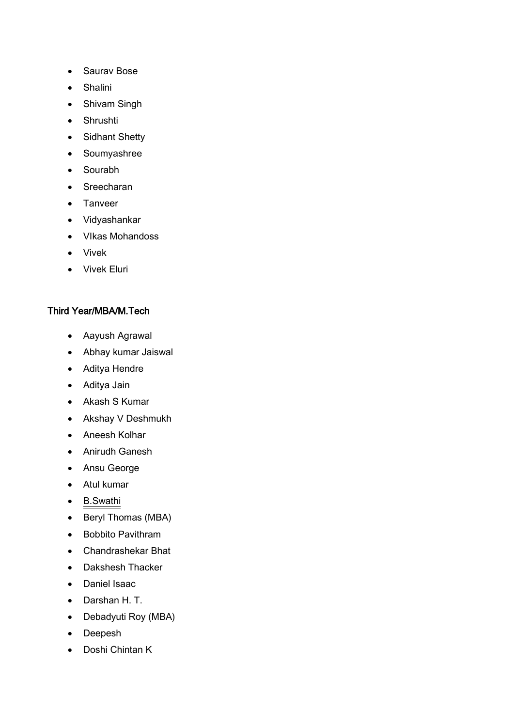- Saurav Bose
- Shalini
- Shivam Singh
- Shrushti
- Sidhant Shetty
- Soumyashree
- Sourabh
- Sreecharan
- Tanveer
- Vidyashankar
- VIkas Mohandoss
- Vivek
- Vivek Eluri

### Third Year/MBA/M.Tech

- Aayush Agrawal
- Abhay kumar Jaiswal
- Aditya Hendre
- Aditya Jain
- Akash S Kumar
- Akshay V Deshmukh
- Aneesh Kolhar
- Anirudh Ganesh
- Ansu George
- Atul kumar
- B.Swathi
- Beryl Thomas (MBA)
- Bobbito Pavithram
- Chandrashekar Bhat
- Dakshesh Thacker
- Daniel Isaac
- Darshan H. T.
- Debadyuti Roy (MBA)
- Deepesh
- Doshi Chintan K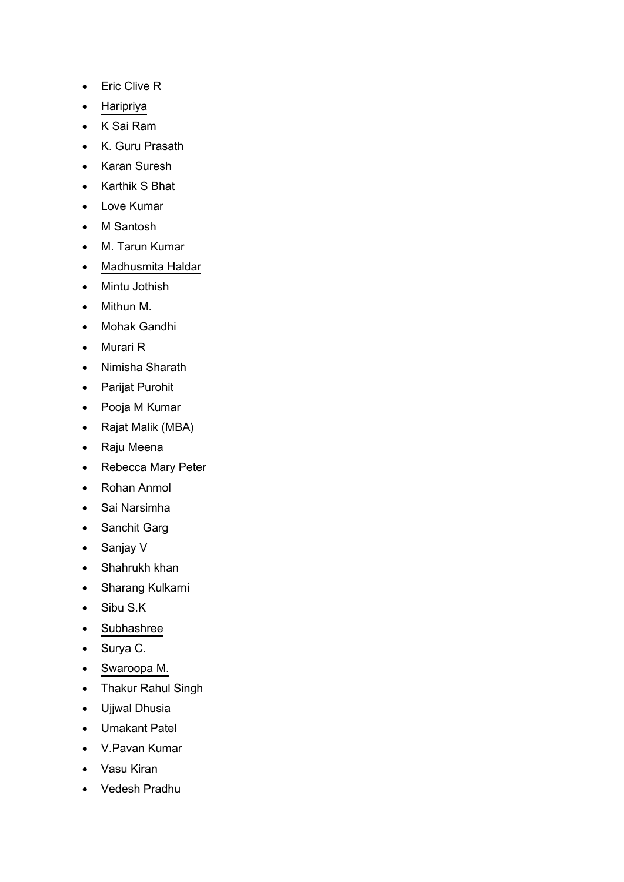- Eric Clive R
- Haripriya
- K Sai Ram
- K. Guru Prasath
- Karan Suresh
- Karthik S Bhat
- Love Kumar
- M Santosh
- M. Tarun Kumar
- Madhusmita Haldar
- Mintu Jothish
- Mithun M.
- Mohak Gandhi
- Murari R
- Nimisha Sharath
- Parijat Purohit
- Pooja M Kumar
- Rajat Malik (MBA)
- Raju Meena
- Rebecca Mary Peter
- Rohan Anmol
- Sai Narsimha
- Sanchit Garg
- Sanjay V
- Shahrukh khan
- Sharang Kulkarni
- Sibu S.K
- Subhashree
- Surya C.
- Swaroopa M.
- Thakur Rahul Singh
- Ujjwal Dhusia
- Umakant Patel
- V.Pavan Kumar
- Vasu Kiran
- Vedesh Pradhu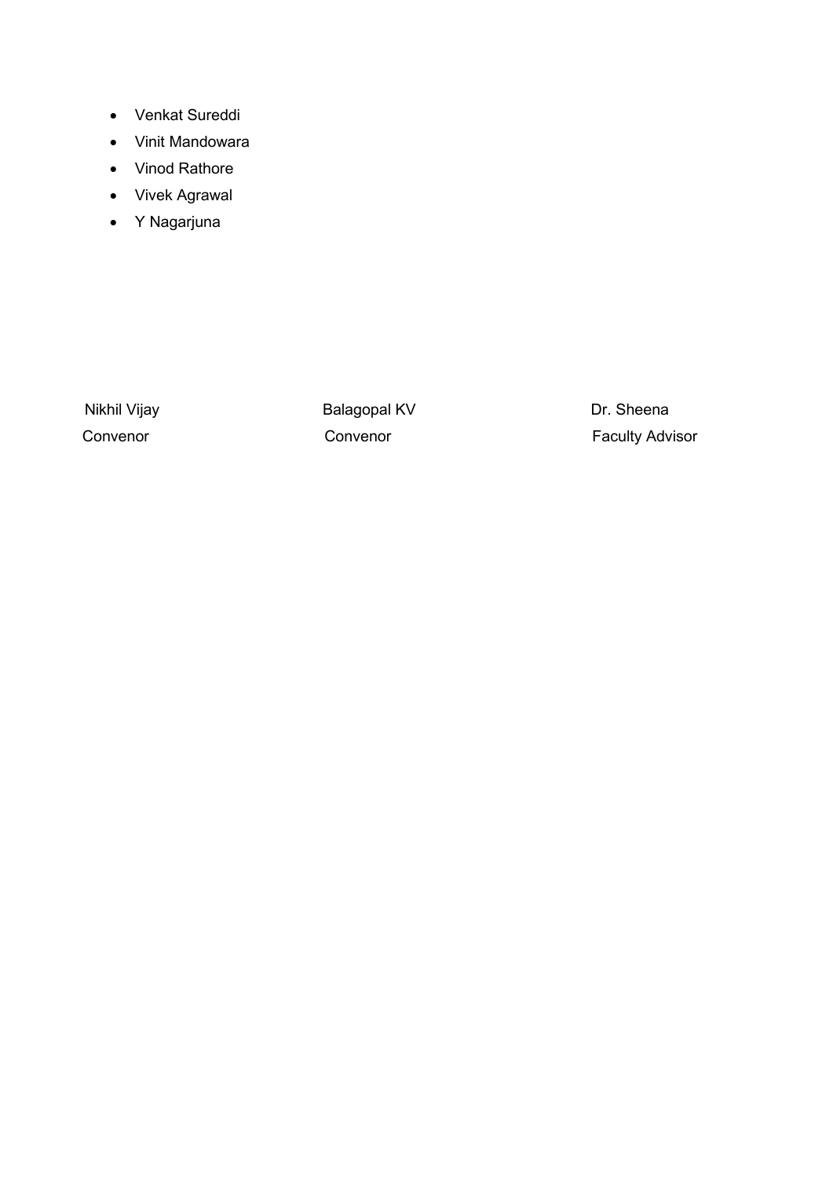- Venkat Sureddi
- Vinit Mandowara
- Vinod Rathore
- Vivek Agrawal
- Y Nagarjuna

| | | |
|---|---|---|
| Nikhil Vijay | Balagopal KV | Dr. Sheena |
| Convenor | Convenor | Faculty Advisor |